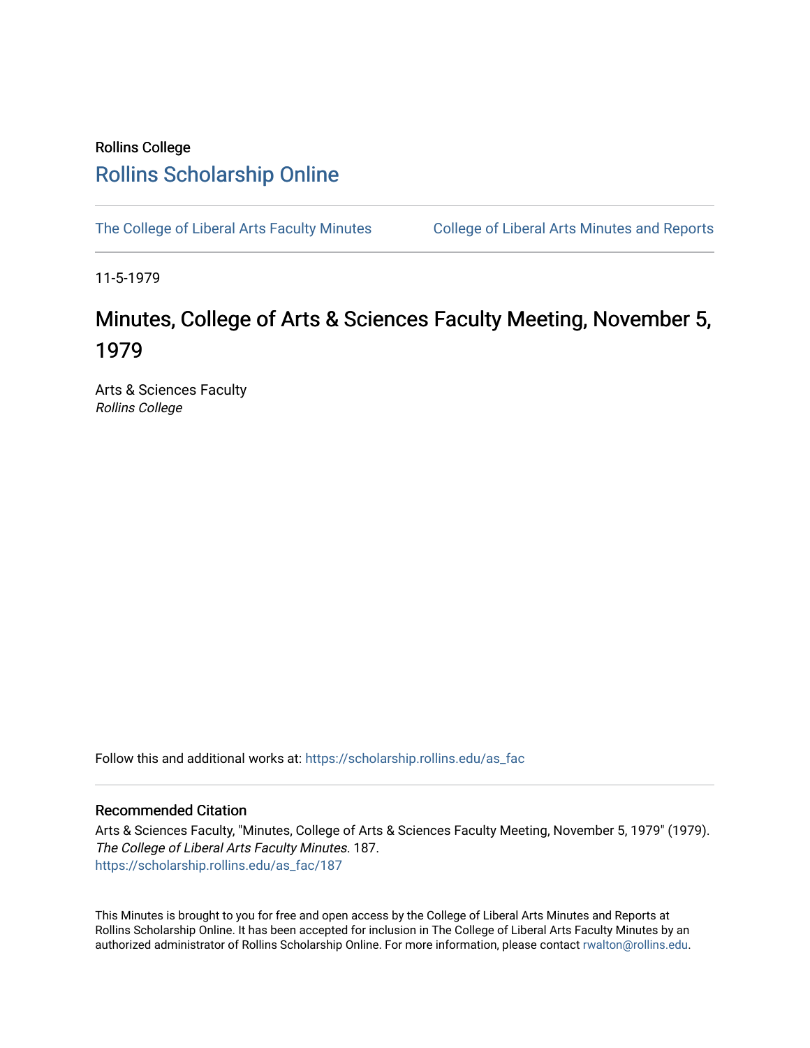Rollins College

# Rollins Scholarship Online

The College of Liberal Arts Faculty Minutes

College of Liberal Arts Minutes and Reports

11-5-1979

# Minutes, College of Arts & Sciences Faculty Meeting, November 5, 1979

Arts & Sciences Faculty
*Rollins College*

Follow this and additional works at: https://scholarship.rollins.edu/as_fac

## Recommended Citation

Arts & Sciences Faculty, "Minutes, College of Arts & Sciences Faculty Meeting, November 5, 1979" (1979). *The College of Liberal Arts Faculty Minutes*. 187.
https://scholarship.rollins.edu/as_fac/187

This Minutes is brought to you for free and open access by the College of Liberal Arts Minutes and Reports at Rollins Scholarship Online. It has been accepted for inclusion in The College of Liberal Arts Faculty Minutes by an authorized administrator of Rollins Scholarship Online. For more information, please contact rwalton@rollins.edu.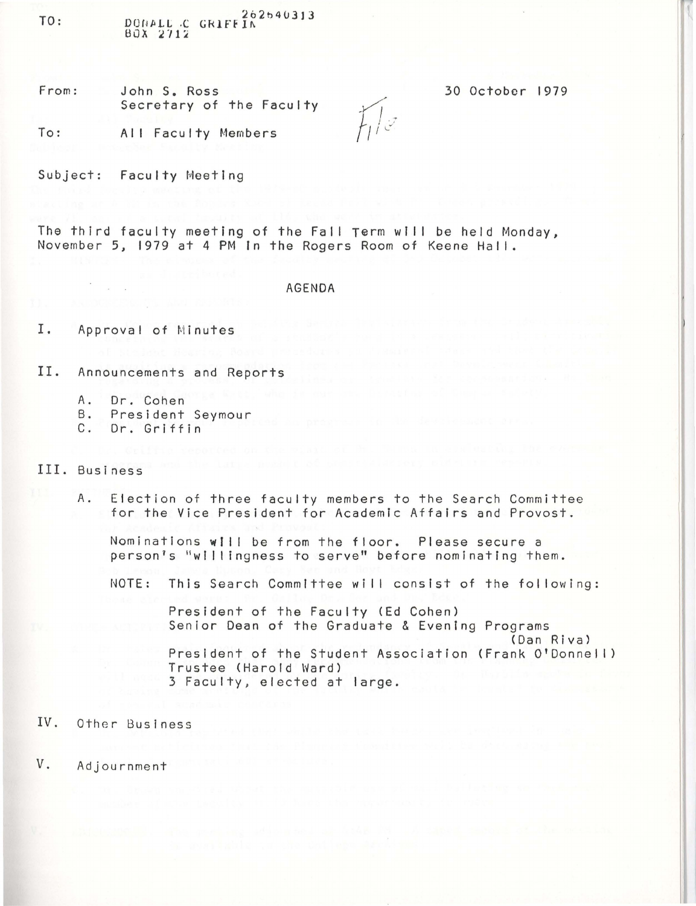TO: DONALL C GRIFFIN 262640313
BOX 2712

From: John S. Ross
Secretary of the Faculty

30 October 1979

To: All Faculty Members

Subject: Faculty Meeting

File

The third faculty meeting of the Fall Term will be held Monday, November 5, 1979 at 4 PM in the Rogers Room of Keene Hall.

AGENDA

I. Approval of Minutes

II. Announcements and Reports

A. Dr. Cohen
B. President Seymour
C. Dr. Griffin

III. Business

A. Election of three faculty members to the Search Committee for the Vice President for Academic Affairs and Provost.

Nominations will be from the floor. Please secure a person's "willingness to serve" before nominating them.

NOTE: This Search Committee will consist of the following:

President of the Faculty (Ed Cohen)
Senior Dean of the Graduate & Evening Programs (Dan Riva)
President of the Student Association (Frank O'Donnell)
Trustee (Harold Ward)
3 Faculty, elected at large.

IV. Other Business

V. Adjournment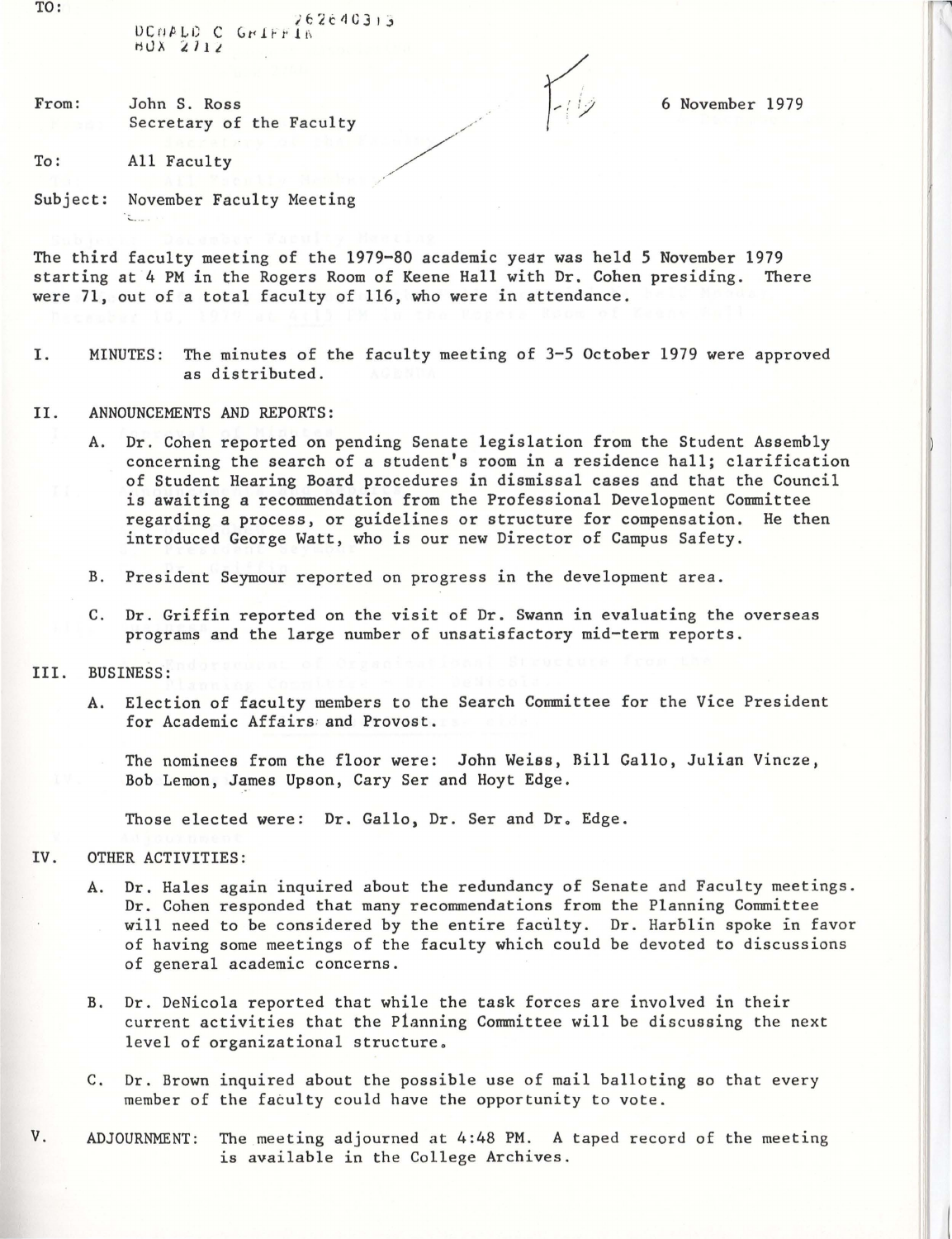TO:

762640313
DONALD C GRIFFIN
BOX 2712

From: John S. Ross
Secretary of the Faculty

6 November 1979

To: All Faculty

Subject: November Faculty Meeting

The third faculty meeting of the 1979-80 academic year was held 5 November 1979 starting at 4 PM in the Rogers Room of Keene Hall with Dr. Cohen presiding. There were 71, out of a total faculty of 116, who were in attendance.

I. MINUTES: The minutes of the faculty meeting of 3-5 October 1979 were approved as distributed.

II. ANNOUNCEMENTS AND REPORTS:

A. Dr. Cohen reported on pending Senate legislation from the Student Assembly concerning the search of a student's room in a residence hall; clarification of Student Hearing Board procedures in dismissal cases and that the Council is awaiting a recommendation from the Professional Development Committee regarding a process, or guidelines or structure for compensation. He then introduced George Watt, who is our new Director of Campus Safety.

B. President Seymour reported on progress in the development area.

C. Dr. Griffin reported on the visit of Dr. Swann in evaluating the overseas programs and the large number of unsatisfactory mid-term reports.

III. BUSINESS:

A. Election of faculty members to the Search Committee for the Vice President for Academic Affairs and Provost.

The nominees from the floor were: John Weiss, Bill Gallo, Julian Vincze, Bob Lemon, James Upson, Cary Ser and Hoyt Edge.

Those elected were: Dr. Gallo, Dr. Ser and Dr. Edge.

IV. OTHER ACTIVITIES:

A. Dr. Hales again inquired about the redundancy of Senate and Faculty meetings. Dr. Cohen responded that many recommendations from the Planning Committee will need to be considered by the entire faculty. Dr. Harblin spoke in favor of having some meetings of the faculty which could be devoted to discussions of general academic concerns.

B. Dr. DeNicola reported that while the task forces are involved in their current activities that the Planning Committee will be discussing the next level of organizational structure.

C. Dr. Brown inquired about the possible use of mail balloting so that every member of the faculty could have the opportunity to vote.

V. ADJOURNMENT: The meeting adjourned at 4:48 PM. A taped record of the meeting is available in the College Archives.